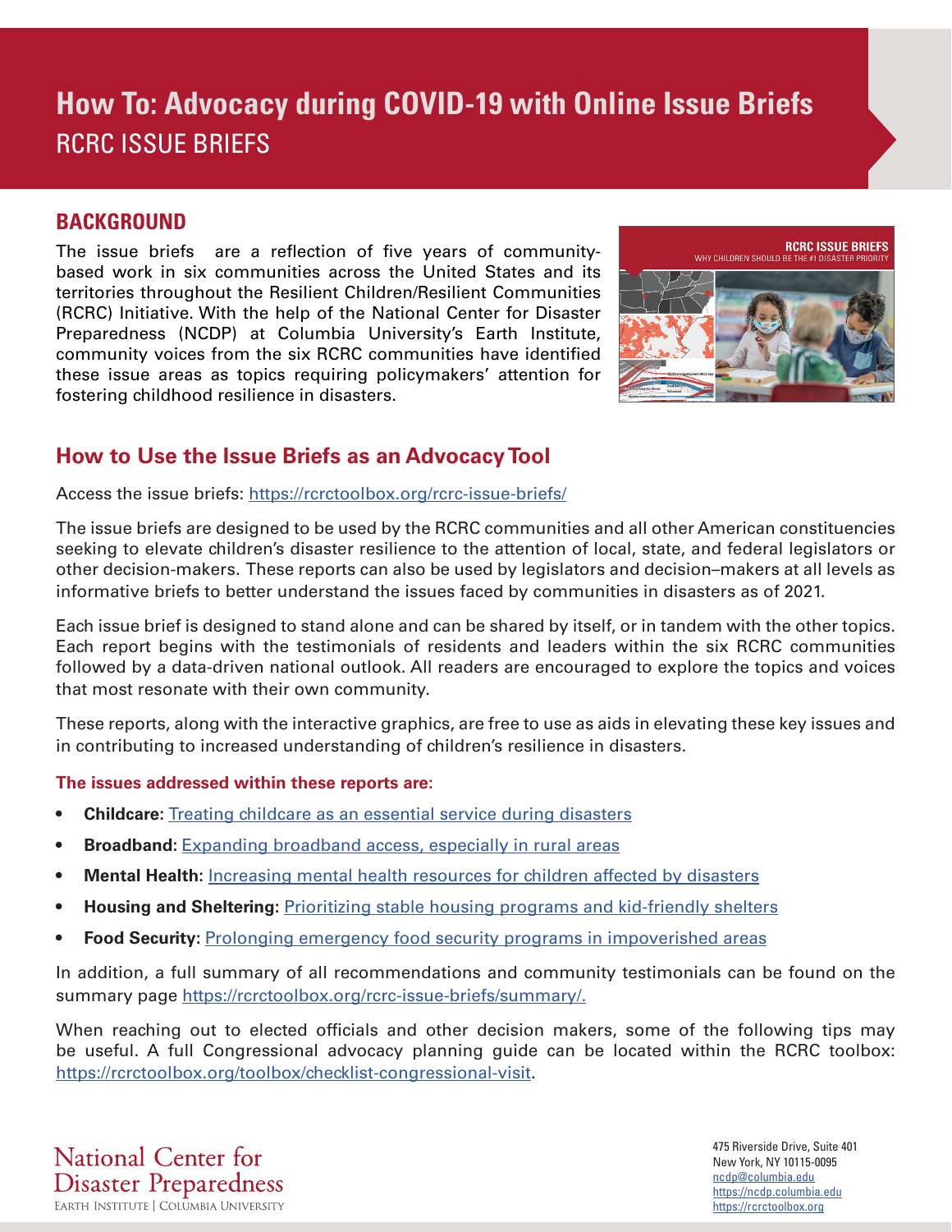# How To: Advocacy during COVID-19 with Online Issue Briefs

RCRC ISSUE BRIEFS

## BACKGROUND

The issue briefs are a reflection of five years of community-based work in six communities across the United States and its territories throughout the Resilient Children/Resilient Communities (RCRC) Initiative. With the help of the National Center for Disaster Preparedness (NCDP) at Columbia University's Earth Institute, community voices from the six RCRC communities have identified these issue areas as topics requiring policymakers' attention for fostering childhood resilience in disasters.

## How to Use the Issue Briefs as an Advocacy Tool

Access the issue briefs: https://rcrctoolbox.org/rcrc-issue-briefs/

The issue briefs are designed to be used by the RCRC communities and all other American constituencies seeking to elevate children's disaster resilience to the attention of local, state, and federal legislators or other decision-makers. These reports can also be used by legislators and decision–makers at all levels as informative briefs to better understand the issues faced by communities in disasters as of 2021.

Each issue brief is designed to stand alone and can be shared by itself, or in tandem with the other topics. Each report begins with the testimonials of residents and leaders within the six RCRC communities followed by a data-driven national outlook. All readers are encouraged to explore the topics and voices that most resonate with their own community.

These reports, along with the interactive graphics, are free to use as aids in elevating these key issues and in contributing to increased understanding of children's resilience in disasters.

**The issues addressed within these reports are:**

- **Childcare:** Treating childcare as an essential service during disasters
- **Broadband:** Expanding broadband access, especially in rural areas
- **Mental Health:** Increasing mental health resources for children affected by disasters
- **Housing and Sheltering:** Prioritizing stable housing programs and kid-friendly shelters
- **Food Security:** Prolonging emergency food security programs in impoverished areas

In addition, a full summary of all recommendations and community testimonials can be found on the summary page https://rcrctoolbox.org/rcrc-issue-briefs/summary/.

When reaching out to elected officials and other decision makers, some of the following tips may be useful. A full Congressional advocacy planning guide can be located within the RCRC toolbox: https://rcrctoolbox.org/toolbox/checklist-congressional-visit.

National Center for Disaster Preparedness
EARTH INSTITUTE | COLUMBIA UNIVERSITY

475 Riverside Drive, Suite 401
New York, NY 10115-0095
ncdp@columbia.edu
https://ncdp.columbia.edu
https://rcrctoolbox.org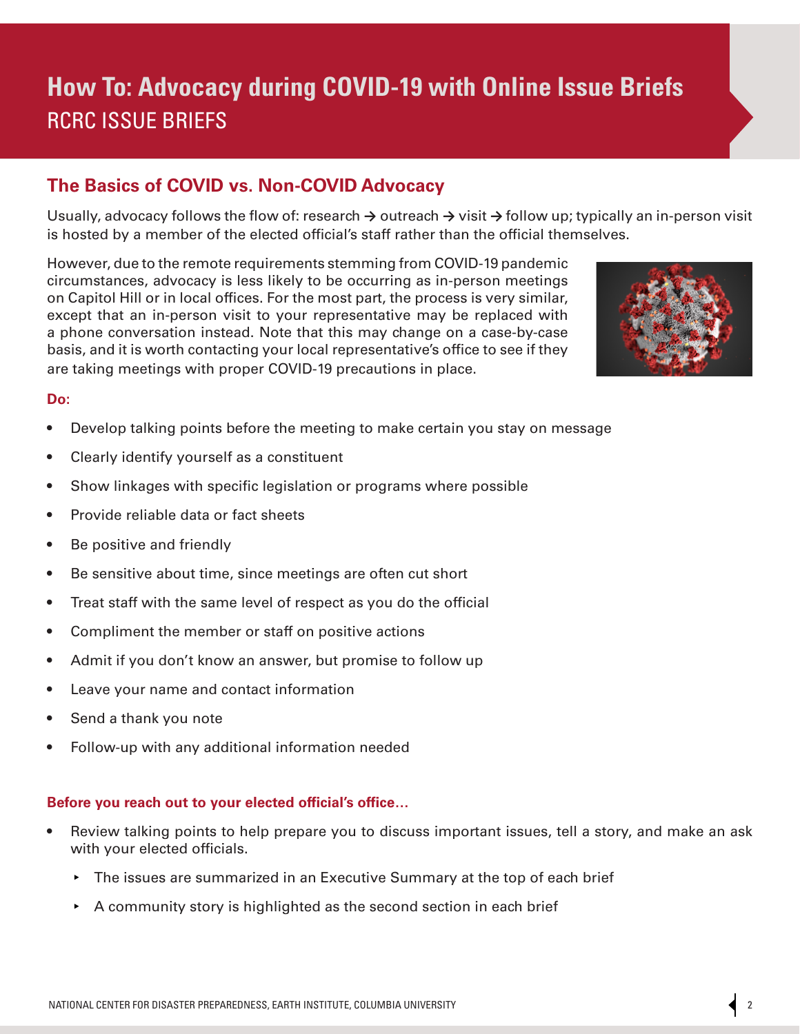# How To: Advocacy during COVID-19 with Online Issue Briefs

RCRC ISSUE BRIEFS

## The Basics of COVID vs. Non-COVID Advocacy

Usually, advocacy follows the flow of: research → outreach → visit → follow up; typically an in-person visit is hosted by a member of the elected official's staff rather than the official themselves.

However, due to the remote requirements stemming from COVID-19 pandemic circumstances, advocacy is less likely to be occurring as in-person meetings on Capitol Hill or in local offices. For the most part, the process is very similar, except that an in-person visit to your representative may be replaced with a phone conversation instead. Note that this may change on a case-by-case basis, and it is worth contacting your local representative's office to see if they are taking meetings with proper COVID-19 precautions in place.

**Do:**

- Develop talking points before the meeting to make certain you stay on message
- Clearly identify yourself as a constituent
- Show linkages with specific legislation or programs where possible
- Provide reliable data or fact sheets
- Be positive and friendly
- Be sensitive about time, since meetings are often cut short
- Treat staff with the same level of respect as you do the official
- Compliment the member or staff on positive actions
- Admit if you don't know an answer, but promise to follow up
- Leave your name and contact information
- Send a thank you note
- Follow-up with any additional information needed

**Before you reach out to your elected official's office…**

- Review talking points to help prepare you to discuss important issues, tell a story, and make an ask with your elected officials.
  - The issues are summarized in an Executive Summary at the top of each brief
  - A community story is highlighted as the second section in each brief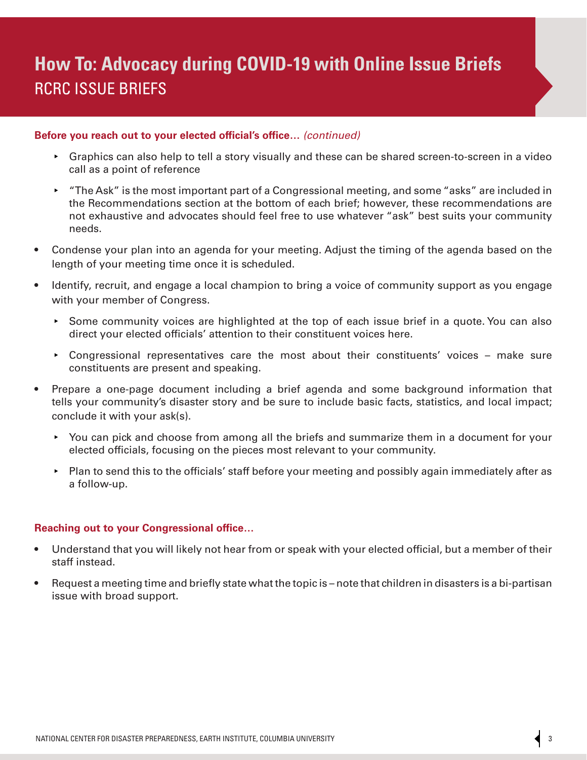# How To: Advocacy during COVID-19 with Online Issue Briefs
## RCRC ISSUE BRIEFS

**Before you reach out to your elected official's office…** *(continued)*

  - Graphics can also help to tell a story visually and these can be shared screen-to-screen in a video call as a point of reference
  - "The Ask" is the most important part of a Congressional meeting, and some "asks" are included in the Recommendations section at the bottom of each brief; however, these recommendations are not exhaustive and advocates should feel free to use whatever "ask" best suits your community needs.
- Condense your plan into an agenda for your meeting. Adjust the timing of the agenda based on the length of your meeting time once it is scheduled.
- Identify, recruit, and engage a local champion to bring a voice of community support as you engage with your member of Congress.
  - Some community voices are highlighted at the top of each issue brief in a quote. You can also direct your elected officials' attention to their constituent voices here.
  - Congressional representatives care the most about their constituents' voices – make sure constituents are present and speaking.
- Prepare a one-page document including a brief agenda and some background information that tells your community's disaster story and be sure to include basic facts, statistics, and local impact; conclude it with your ask(s).
  - You can pick and choose from among all the briefs and summarize them in a document for your elected officials, focusing on the pieces most relevant to your community.
  - Plan to send this to the officials' staff before your meeting and possibly again immediately after as a follow-up.

**Reaching out to your Congressional office…**

- Understand that you will likely not hear from or speak with your elected official, but a member of their staff instead.
- Request a meeting time and briefly state what the topic is – note that children in disasters is a bi-partisan issue with broad support.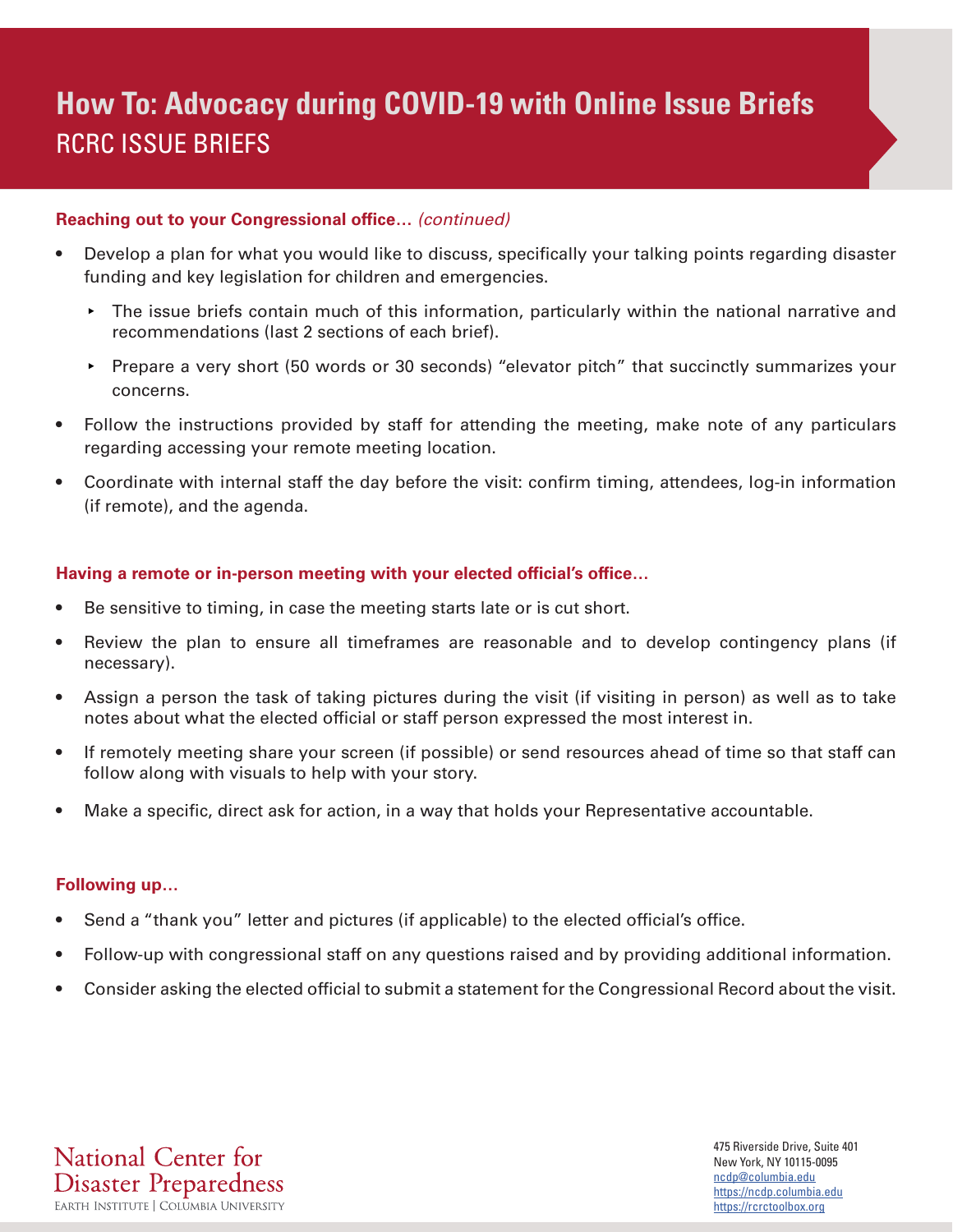# How To: Advocacy during COVID-19 with Online Issue Briefs

## RCRC ISSUE BRIEFS

**Reaching out to your Congressional office…** *(continued)*

- Develop a plan for what you would like to discuss, specifically your talking points regarding disaster funding and key legislation for children and emergencies.
  - The issue briefs contain much of this information, particularly within the national narrative and recommendations (last 2 sections of each brief).
  - Prepare a very short (50 words or 30 seconds) "elevator pitch" that succinctly summarizes your concerns.
- Follow the instructions provided by staff for attending the meeting, make note of any particulars regarding accessing your remote meeting location.
- Coordinate with internal staff the day before the visit: confirm timing, attendees, log-in information (if remote), and the agenda.

**Having a remote or in-person meeting with your elected official's office…**

- Be sensitive to timing, in case the meeting starts late or is cut short.
- Review the plan to ensure all timeframes are reasonable and to develop contingency plans (if necessary).
- Assign a person the task of taking pictures during the visit (if visiting in person) as well as to take notes about what the elected official or staff person expressed the most interest in.
- If remotely meeting share your screen (if possible) or send resources ahead of time so that staff can follow along with visuals to help with your story.
- Make a specific, direct ask for action, in a way that holds your Representative accountable.

**Following up…**

- Send a "thank you" letter and pictures (if applicable) to the elected official's office.
- Follow-up with congressional staff on any questions raised and by providing additional information.
- Consider asking the elected official to submit a statement for the Congressional Record about the visit.

National Center for Disaster Preparedness
Earth Institute | Columbia University

475 Riverside Drive, Suite 401
New York, NY 10115-0095
ncdp@columbia.edu
https://ncdp.columbia.edu
https://rcrctoolbox.org